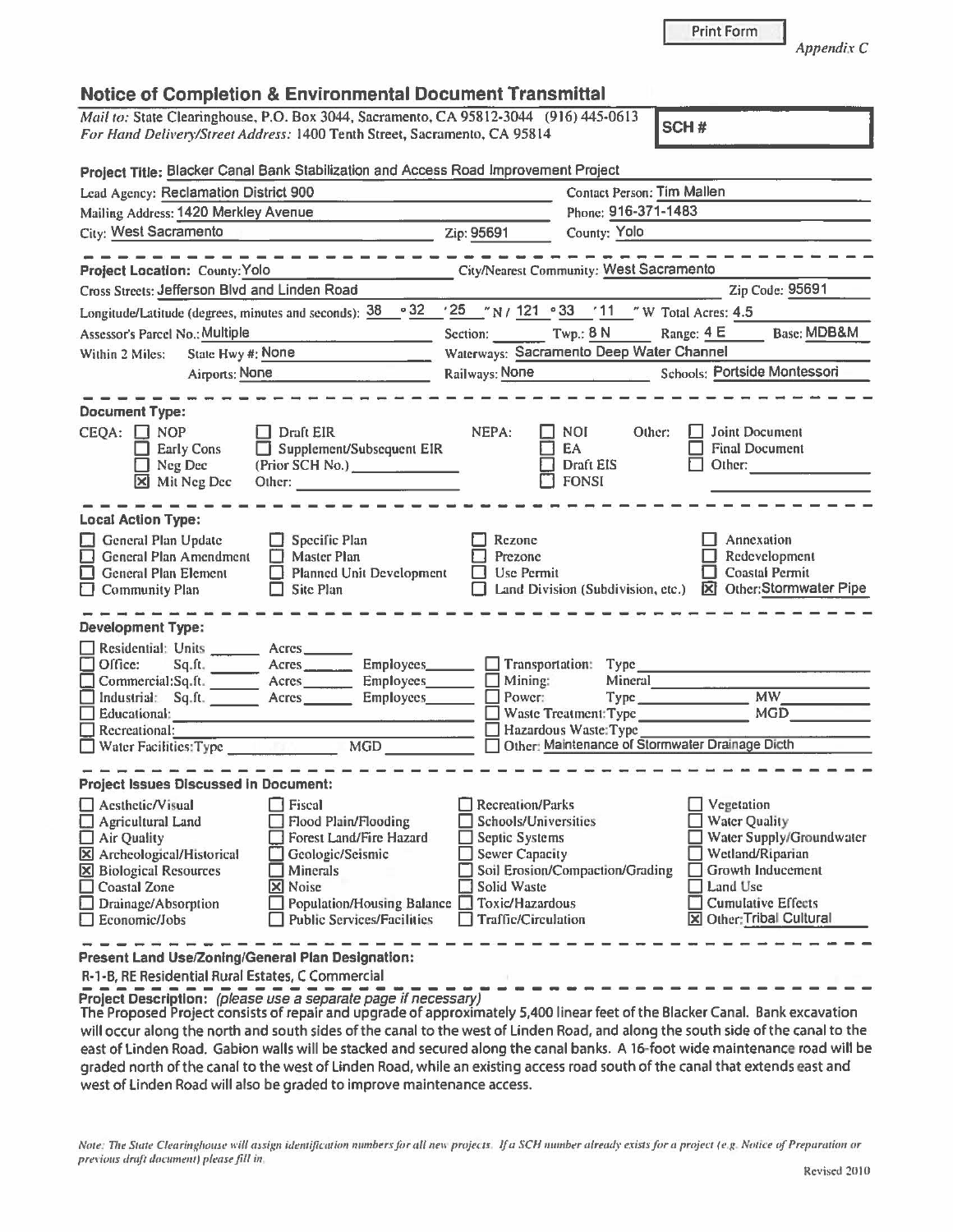Print Form

*Appendix C*

## Notice of Completion & Environmental Document Transmittal

*Mail to:* State Clearinghouse, P.O. Box 3044, Sacramento, CA 95812-3044 (916) 445-0613
*For Hand Delivery/Street Address:* 1400 Tenth Street, Sacramento, CA 95814

**SCH #**

**Project Title:** Blacker Canal Bank Stabilization and Access Road Improvement Project

Lead Agency: Reclamation District 900 — Contact Person: Tim Mallen

Mailing Address: 1420 Merkley Avenue — Phone: 916-371-1483

City: West Sacramento — Zip: 95691 — County: Yolo

---

**Project Location:** County: Yolo — City/Nearest Community: West Sacramento

Cross Streets: Jefferson Blvd and Linden Road — Zip Code: 95691

Longitude/Latitude (degrees, minutes and seconds): 38 °32 '25 " N / 121 °33 '11 " W Total Acres: 4.5

Assessor's Parcel No.: Multiple — Section: ______ Twp.: 8 N — Range: 4 E — Base: MDB&M

Within 2 Miles: State Hwy #: None — Waterways: Sacramento Deep Water Channel

Airports: None — Railways: None — Schools: Portside Montessori

---

**Document Type:**

CEQA: ☐ NOP ☐ Early Cons ☐ Neg Dec ☒ Mit Neg Dec ☐ Draft EIR ☐ Supplement/Subsequent EIR (Prior SCH No.) ______ Other: ______

NEPA: ☐ NOI ☐ EA ☐ Draft EIS ☐ FONSI

Other: ☐ Joint Document ☐ Final Document ☐ Other: ______

---

**Local Action Type:**

☐ General Plan Update ☐ General Plan Amendment ☐ General Plan Element ☐ Community Plan ☐ Specific Plan ☐ Master Plan ☐ Planned Unit Development ☐ Site Plan ☐ Rezone ☐ Prezone ☐ Use Permit ☐ Land Division (Subdivision, etc.) ☐ Annexation ☐ Redevelopment ☐ Coastal Permit ☒ Other: Stormwater Pipe

---

**Development Type:**

☐ Residential: Units ______ Acres ______
☐ Office: Sq.ft. ______ Acres ______ Employees ______
☐ Commercial: Sq.ft. ______ Acres ______ Employees ______
☐ Industrial: Sq.ft. ______ Acres ______ Employees ______
☐ Educational: ______
☐ Recreational: ______
☐ Water Facilities: Type ______ MGD ______
☐ Transportation: Type ______
☐ Mining: Mineral ______
☐ Power: Type ______ MW ______
☐ Waste Treatment: Type ______ MGD ______
☐ Hazardous Waste: Type ______
☐ Other: Maintenance of Stormwater Drainage Dicth

---

**Project Issues Discussed in Document:**

☐ Aesthetic/Visual ☐ Agricultural Land ☐ Air Quality ☒ Archeological/Historical ☒ Biological Resources ☐ Coastal Zone ☐ Drainage/Absorption ☐ Economic/Jobs ☐ Fiscal ☐ Flood Plain/Flooding ☐ Forest Land/Fire Hazard ☐ Geologic/Seismic ☐ Minerals ☒ Noise ☐ Population/Housing Balance ☐ Public Services/Facilities ☐ Recreation/Parks ☐ Schools/Universities ☐ Septic Systems ☐ Sewer Capacity ☐ Soil Erosion/Compaction/Grading ☐ Solid Waste ☐ Toxic/Hazardous ☐ Traffic/Circulation ☐ Vegetation ☐ Water Quality ☐ Water Supply/Groundwater ☐ Wetland/Riparian ☐ Growth Inducement ☐ Land Use ☐ Cumulative Effects ☒ Other: Tribal Cultural

---

**Present Land Use/Zoning/General Plan Designation:**

R-1-B, RE Residential Rural Estates, C Commercial

**Project Description:** *(please use a separate page if necessary)*

The Proposed Project consists of repair and upgrade of approximately 5,400 linear feet of the Blacker Canal. Bank excavation will occur along the north and south sides of the canal to the west of Linden Road, and along the south side of the canal to the east of Linden Road. Gabion walls will be stacked and secured along the canal banks. A 16-foot wide maintenance road will be graded north of the canal to the west of Linden Road, while an existing access road south of the canal that extends east and west of Linden Road will also be graded to improve maintenance access.

*Note: The State Clearinghouse will assign identification numbers for all new projects. If a SCH number already exists for a project (e.g. Notice of Preparation or previous draft document) please fill in.*

Revised 2010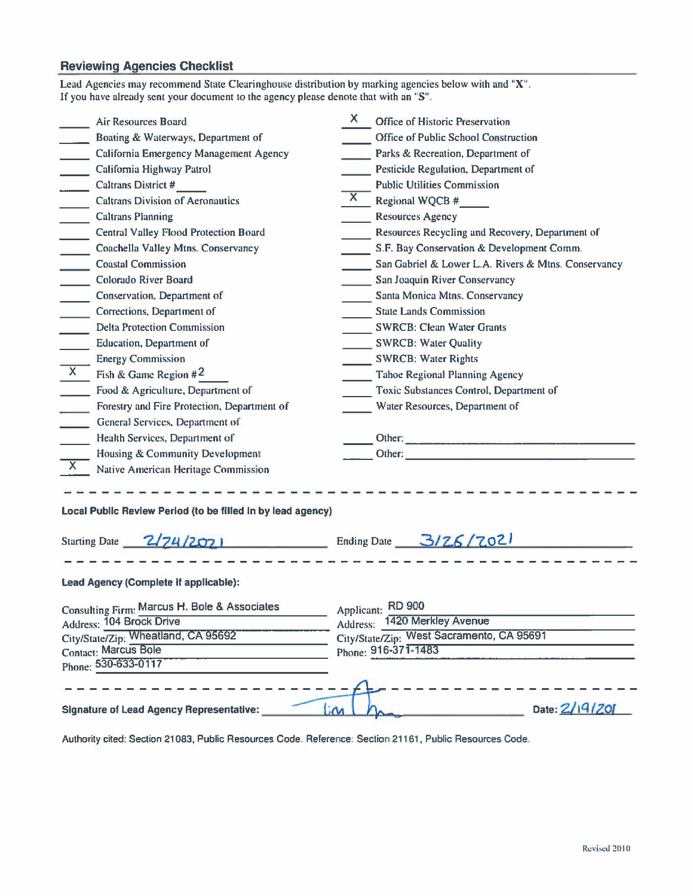## Reviewing Agencies Checklist

Lead Agencies may recommend State Clearinghouse distribution by marking agencies below with and "X".
If you have already sent your document to the agency please denote that with an "S".

| | | | |
|---|---|---|---|
| ____ | Air Resources Board | X | Office of Historic Preservation |
| ____ | Boating & Waterways, Department of | ____ | Office of Public School Construction |
| ____ | California Emergency Management Agency | ____ | Parks & Recreation, Department of |
| ____ | California Highway Patrol | ____ | Pesticide Regulation, Department of |
| ____ | Caltrans District # ____ | ____ | Public Utilities Commission |
| ____ | Caltrans Division of Aeronautics | X | Regional WQCB # ____ |
| ____ | Caltrans Planning | ____ | Resources Agency |
| ____ | Central Valley Flood Protection Board | ____ | Resources Recycling and Recovery, Department of |
| ____ | Coachella Valley Mtns. Conservancy | ____ | S.F. Bay Conservation & Development Comm. |
| ____ | Coastal Commission | ____ | San Gabriel & Lower L.A. Rivers & Mtns. Conservancy |
| ____ | Colorado River Board | ____ | San Joaquin River Conservancy |
| ____ | Conservation, Department of | ____ | Santa Monica Mtns. Conservancy |
| ____ | Corrections, Department of | ____ | State Lands Commission |
| ____ | Delta Protection Commission | ____ | SWRCB: Clean Water Grants |
| ____ | Education, Department of | ____ | SWRCB: Water Quality |
| ____ | Energy Commission | ____ | SWRCB: Water Rights |
| X | Fish & Game Region # 2 | ____ | Tahoe Regional Planning Agency |
| ____ | Food & Agriculture, Department of | ____ | Toxic Substances Control, Department of |
| ____ | Forestry and Fire Protection, Department of | ____ | Water Resources, Department of |
| ____ | General Services, Department of | | |
| ____ | Health Services, Department of | ____ | Other: ____________ |
| ____ | Housing & Community Development | ____ | Other: ____________ |
| X | Native American Heritage Commission | | |

---

**Local Public Review Period (to be filled in by lead agency)**

Starting Date 2/24/2021 Ending Date 3/26/2021

---

**Lead Agency (Complete if applicable):**

| | |
|---|---|
| Consulting Firm: Marcus H. Bole & Associates | Applicant: RD 900 |
| Address: 104 Brock Drive | Address: 1420 Merkley Avenue |
| City/State/Zip: Wheatland, CA 95692 | City/State/Zip: West Sacramento, CA 95691 |
| Contact: Marcus Bole | Phone: 916-371-1483 |
| Phone: 530-633-0117 | |

---

**Signature of Lead Agency Representative:** [signature] Date: 2/19/201

Authority cited: Section 21083, Public Resources Code. Reference: Section 21161, Public Resources Code.

Revised 2010